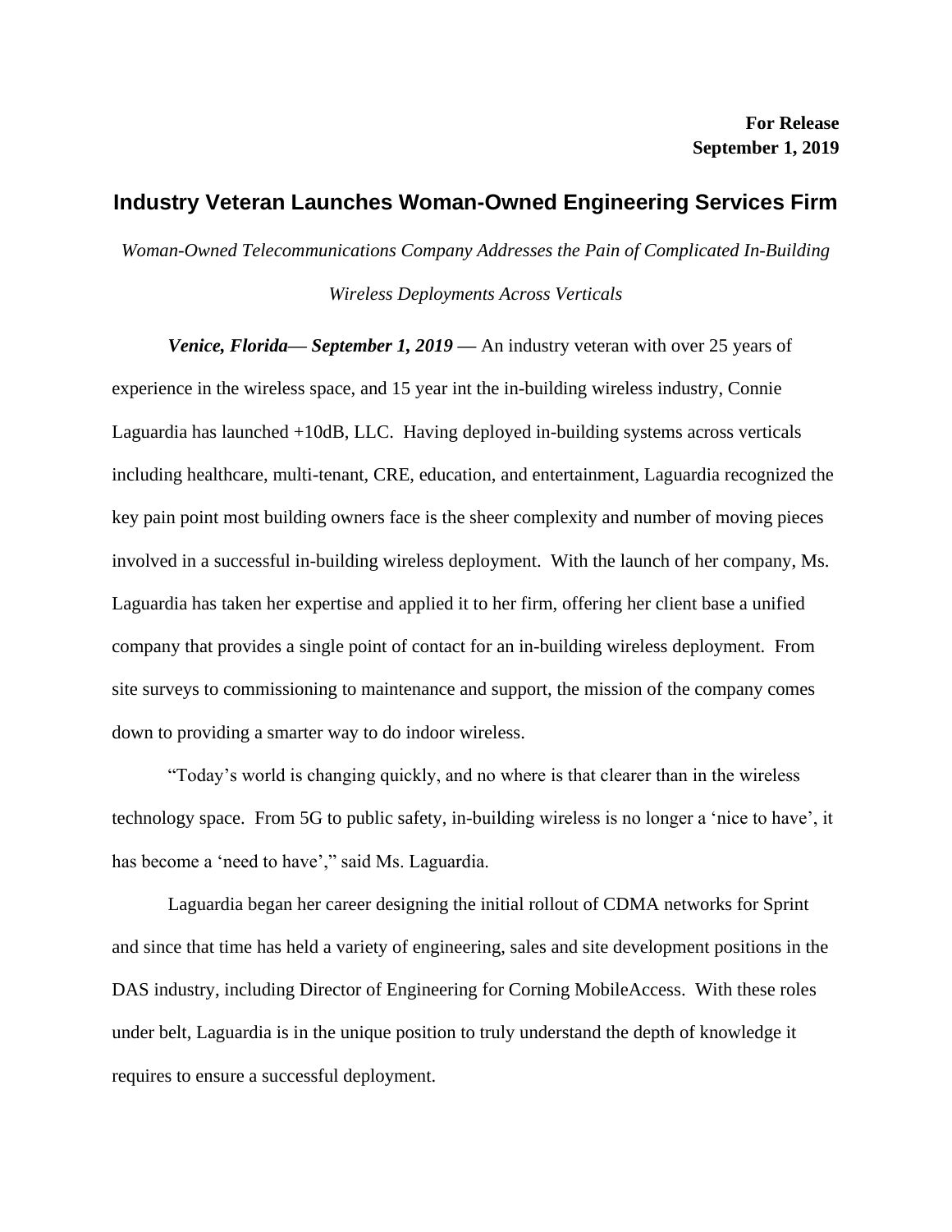**For Release**
**September 1, 2019**

# Industry Veteran Launches Woman-Owned Engineering Services Firm

*Woman-Owned Telecommunications Company Addresses the Pain of Complicated In-Building Wireless Deployments Across Verticals*

***Venice, Florida— September 1, 2019*** — An industry veteran with over 25 years of experience in the wireless space, and 15 year int the in-building wireless industry, Connie Laguardia has launched +10dB, LLC. Having deployed in-building systems across verticals including healthcare, multi-tenant, CRE, education, and entertainment, Laguardia recognized the key pain point most building owners face is the sheer complexity and number of moving pieces involved in a successful in-building wireless deployment. With the launch of her company, Ms. Laguardia has taken her expertise and applied it to her firm, offering her client base a unified company that provides a single point of contact for an in-building wireless deployment. From site surveys to commissioning to maintenance and support, the mission of the company comes down to providing a smarter way to do indoor wireless.

"Today's world is changing quickly, and no where is that clearer than in the wireless technology space. From 5G to public safety, in-building wireless is no longer a 'nice to have', it has become a 'need to have'," said Ms. Laguardia.

Laguardia began her career designing the initial rollout of CDMA networks for Sprint and since that time has held a variety of engineering, sales and site development positions in the DAS industry, including Director of Engineering for Corning MobileAccess. With these roles under belt, Laguardia is in the unique position to truly understand the depth of knowledge it requires to ensure a successful deployment.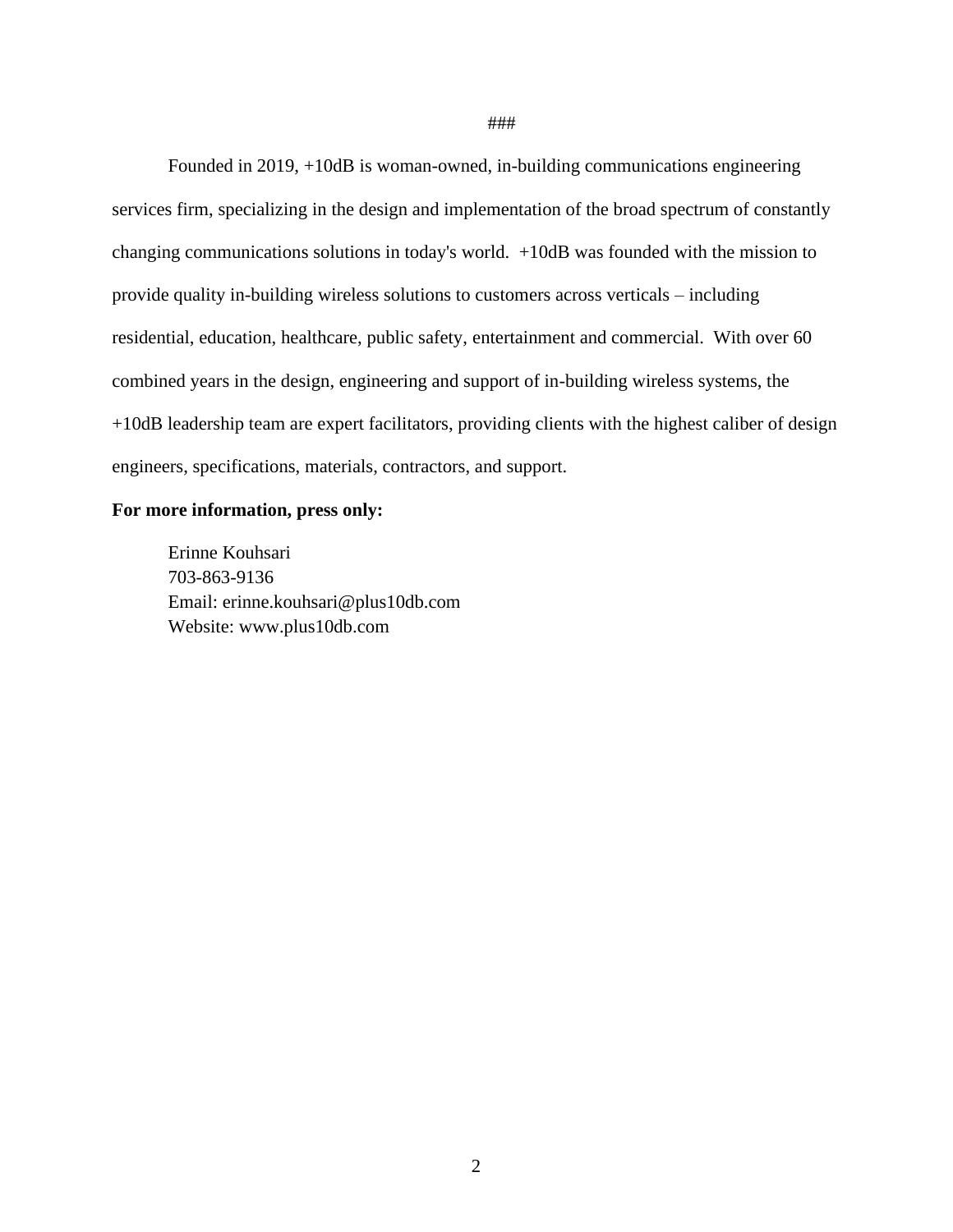###

Founded in 2019, +10dB is woman-owned, in-building communications engineering services firm, specializing in the design and implementation of the broad spectrum of constantly changing communications solutions in today's world. +10dB was founded with the mission to provide quality in-building wireless solutions to customers across verticals – including residential, education, healthcare, public safety, entertainment and commercial. With over 60 combined years in the design, engineering and support of in-building wireless systems, the +10dB leadership team are expert facilitators, providing clients with the highest caliber of design engineers, specifications, materials, contractors, and support.

**For more information, press only:**

Erinne Kouhsari
703-863-9136
Email: erinne.kouhsari@plus10db.com
Website: www.plus10db.com